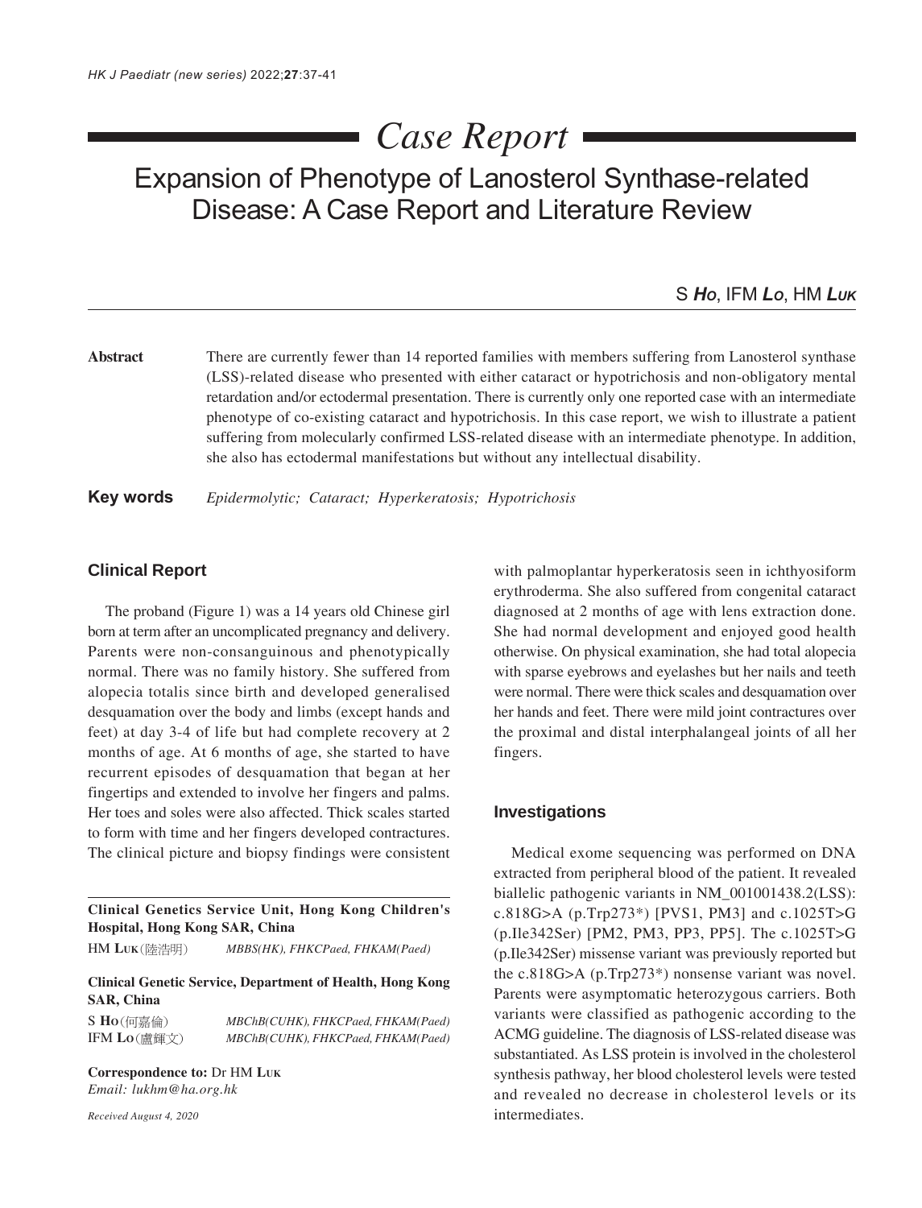# Case Report

## Expansion of Phenotype of Lanosterol Synthase-related Disease: A Case Report and Literature Review

S ***Ho***, IFM ***Lo***, HM ***Luk***

**Abstract** There are currently fewer than 14 reported families with members suffering from Lanosterol synthase (LSS)-related disease who presented with either cataract or hypotrichosis and non-obligatory mental retardation and/or ectodermal presentation. There is currently only one reported case with an intermediate phenotype of co-existing cataract and hypotrichosis. In this case report, we wish to illustrate a patient suffering from molecularly confirmed LSS-related disease with an intermediate phenotype. In addition, she also has ectodermal manifestations but without any intellectual disability.

**Key words** *Epidermolytic; Cataract; Hyperkeratosis; Hypotrichosis*

### Clinical Report

The proband (Figure 1) was a 14 years old Chinese girl born at term after an uncomplicated pregnancy and delivery. Parents were non-consanguinous and phenotypically normal. There was no family history. She suffered from alopecia totalis since birth and developed generalised desquamation over the body and limbs (except hands and feet) at day 3-4 of life but had complete recovery at 2 months of age. At 6 months of age, she started to have recurrent episodes of desquamation that began at her fingertips and extended to involve her fingers and palms. Her toes and soles were also affected. Thick scales started to form with time and her fingers developed contractures. The clinical picture and biopsy findings were consistent with palmoplantar hyperkeratosis seen in ichthyosiform erythroderma. She also suffered from congenital cataract diagnosed at 2 months of age with lens extraction done. She had normal development and enjoyed good health otherwise. On physical examination, she had total alopecia with sparse eyebrows and eyelashes but her nails and teeth were normal. There were thick scales and desquamation over her hands and feet. There were mild joint contractures over the proximal and distal interphalangeal joints of all her fingers.

### Investigations

Medical exome sequencing was performed on DNA extracted from peripheral blood of the patient. It revealed biallelic pathogenic variants in NM_001001438.2(LSS): c.818G>A (p.Trp273*) [PVS1, PM3] and c.1025T>G (p.Ile342Ser) [PM2, PM3, PP3, PP5]. The c.1025T>G (p.Ile342Ser) missense variant was previously reported but the c.818G>A (p.Trp273*) nonsense variant was novel. Parents were asymptomatic heterozygous carriers. Both variants were classified as pathogenic according to the ACMG guideline. The diagnosis of LSS-related disease was substantiated. As LSS protein is involved in the cholesterol synthesis pathway, her blood cholesterol levels were tested and revealed no decrease in cholesterol levels or its intermediates.

---

**Clinical Genetics Service Unit, Hong Kong Children's Hospital, Hong Kong SAR, China**

HM **Luk**(陸浩明) *MBBS(HK), FHKCPaed, FHKAM(Paed)*

**Clinical Genetic Service, Department of Health, Hong Kong SAR, China**

S **Ho**(何嘉倫) *MBChB(CUHK), FHKCPaed, FHKAM(Paed)*

IFM **Lo**(盧輝文) *MBChB(CUHK), FHKCPaed, FHKAM(Paed)*

**Correspondence to:** Dr HM **Luk**
*Email: lukhm@ha.org.hk*

*Received August 4, 2020*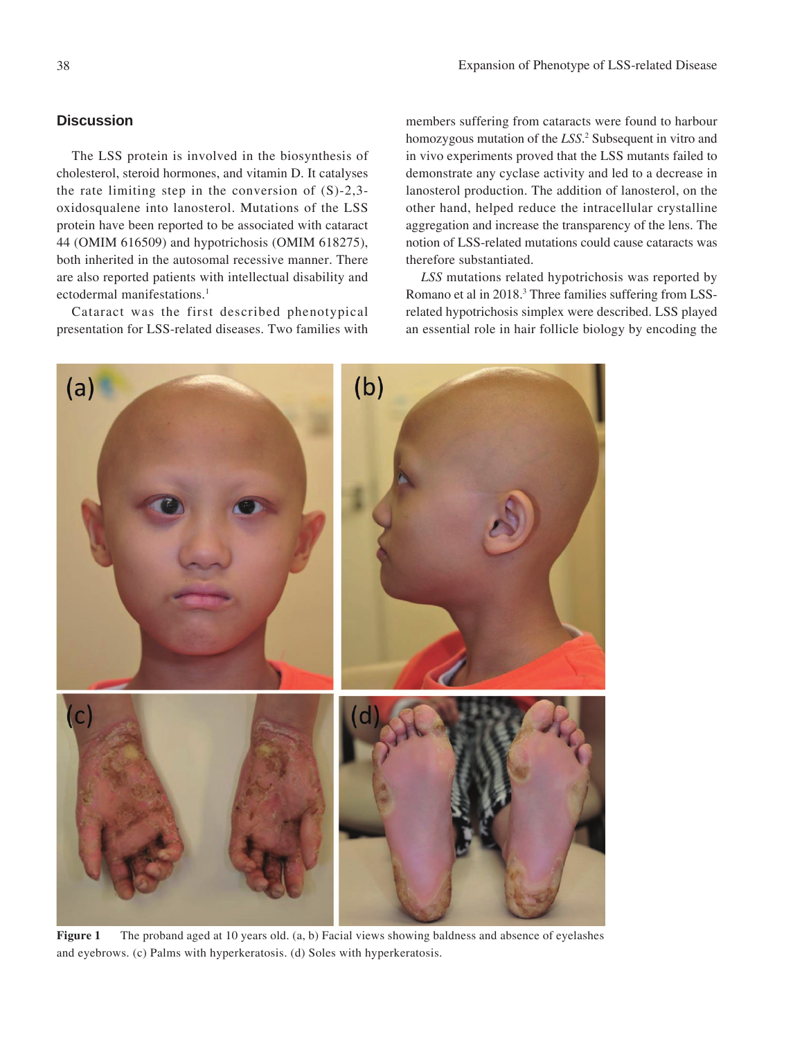## Discussion

The LSS protein is involved in the biosynthesis of cholesterol, steroid hormones, and vitamin D. It catalyses the rate limiting step in the conversion of (S)-2,3-oxidosqualene into lanosterol. Mutations of the LSS protein have been reported to be associated with cataract 44 (OMIM 616509) and hypotrichosis (OMIM 618275), both inherited in the autosomal recessive manner. There are also reported patients with intellectual disability and ectodermal manifestations.[1]

Cataract was the first described phenotypical presentation for LSS-related diseases. Two families with members suffering from cataracts were found to harbour homozygous mutation of the *LSS*.[2] Subsequent in vitro and in vivo experiments proved that the LSS mutants failed to demonstrate any cyclase activity and led to a decrease in lanosterol production. The addition of lanosterol, on the other hand, helped reduce the intracellular crystalline aggregation and increase the transparency of the lens. The notion of LSS-related mutations could cause cataracts was therefore substantiated.

*LSS* mutations related hypotrichosis was reported by Romano et al in 2018.[3] Three families suffering from LSS-related hypotrichosis simplex were described. LSS played an essential role in hair follicle biology by encoding the

**Figure 1** The proband aged at 10 years old. (a, b) Facial views showing baldness and absence of eyelashes and eyebrows. (c) Palms with hyperkeratosis. (d) Soles with hyperkeratosis.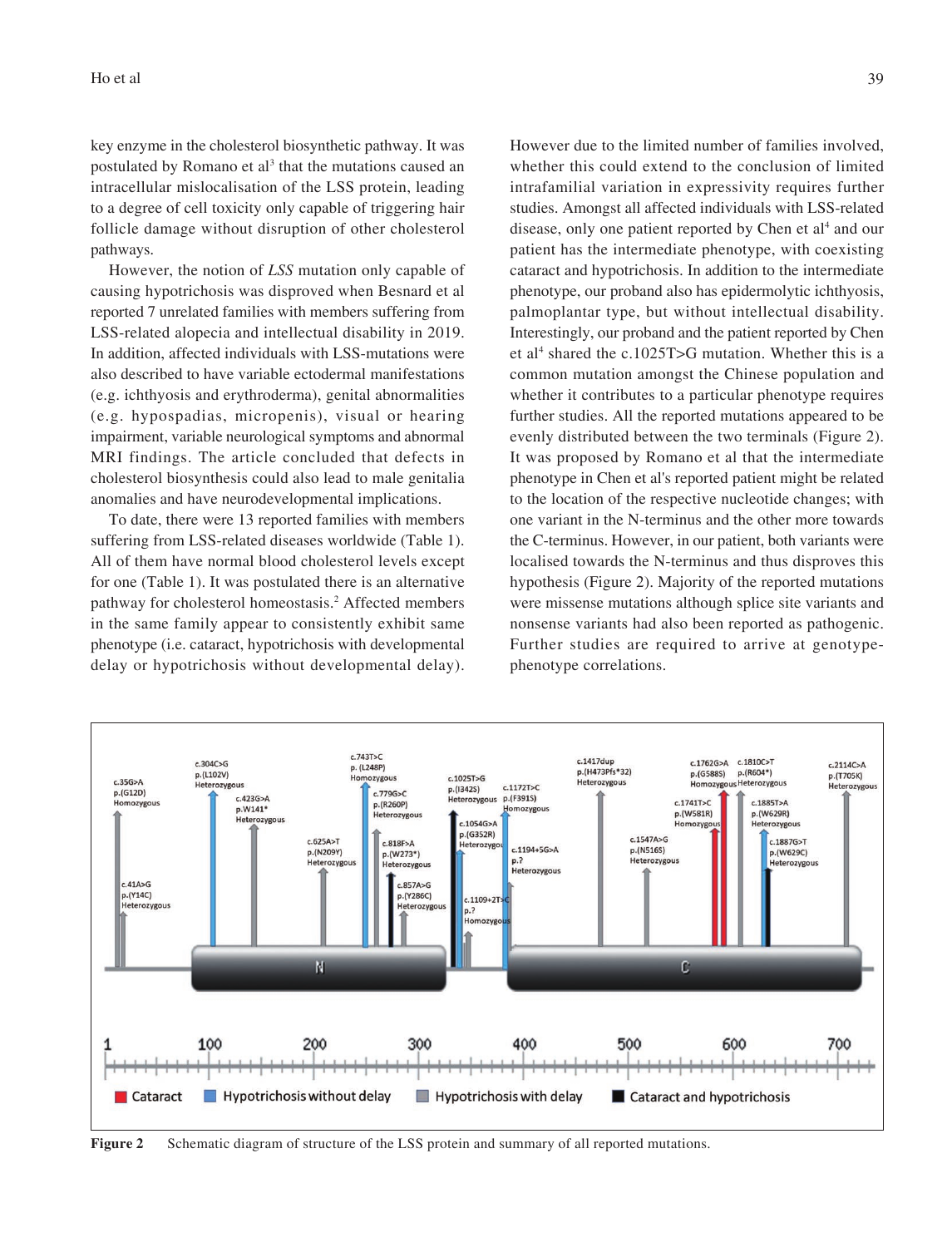key enzyme in the cholesterol biosynthetic pathway. It was postulated by Romano et al[3] that the mutations caused an intracellular mislocalisation of the LSS protein, leading to a degree of cell toxicity only capable of triggering hair follicle damage without disruption of other cholesterol pathways.

However, the notion of *LSS* mutation only capable of causing hypotrichosis was disproved when Besnard et al reported 7 unrelated families with members suffering from LSS-related alopecia and intellectual disability in 2019. In addition, affected individuals with LSS-mutations were also described to have variable ectodermal manifestations (e.g. ichthyosis and erythroderma), genital abnormalities (e.g. hypospadias, micropenis), visual or hearing impairment, variable neurological symptoms and abnormal MRI findings. The article concluded that defects in cholesterol biosynthesis could also lead to male genitalia anomalies and have neurodevelopmental implications.

To date, there were 13 reported families with members suffering from LSS-related diseases worldwide (Table 1). All of them have normal blood cholesterol levels except for one (Table 1). It was postulated there is an alternative pathway for cholesterol homeostasis.[2] Affected members in the same family appear to consistently exhibit same phenotype (i.e. cataract, hypotrichosis with developmental delay or hypotrichosis without developmental delay). However due to the limited number of families involved, whether this could extend to the conclusion of limited intrafamilial variation in expressivity requires further studies. Amongst all affected individuals with LSS-related disease, only one patient reported by Chen et al[4] and our patient has the intermediate phenotype, with coexisting cataract and hypotrichosis. In addition to the intermediate phenotype, our proband also has epidermolytic ichthyosis, palmoplantar type, but without intellectual disability. Interestingly, our proband and the patient reported by Chen et al[4] shared the c.1025T>G mutation. Whether this is a common mutation amongst the Chinese population and whether it contributes to a particular phenotype requires further studies. All the reported mutations appeared to be evenly distributed between the two terminals (Figure 2). It was proposed by Romano et al that the intermediate phenotype in Chen et al's reported patient might be related to the location of the respective nucleotide changes; with one variant in the N-terminus and the other more towards the C-terminus. However, in our patient, both variants were localised towards the N-terminus and thus disproves this hypothesis (Figure 2). Majority of the reported mutations were missense mutations although splice site variants and nonsense variants had also been reported as pathogenic. Further studies are required to arrive at genotype-phenotype correlations.

**Figure 2** Schematic diagram of structure of the LSS protein and summary of all reported mutations.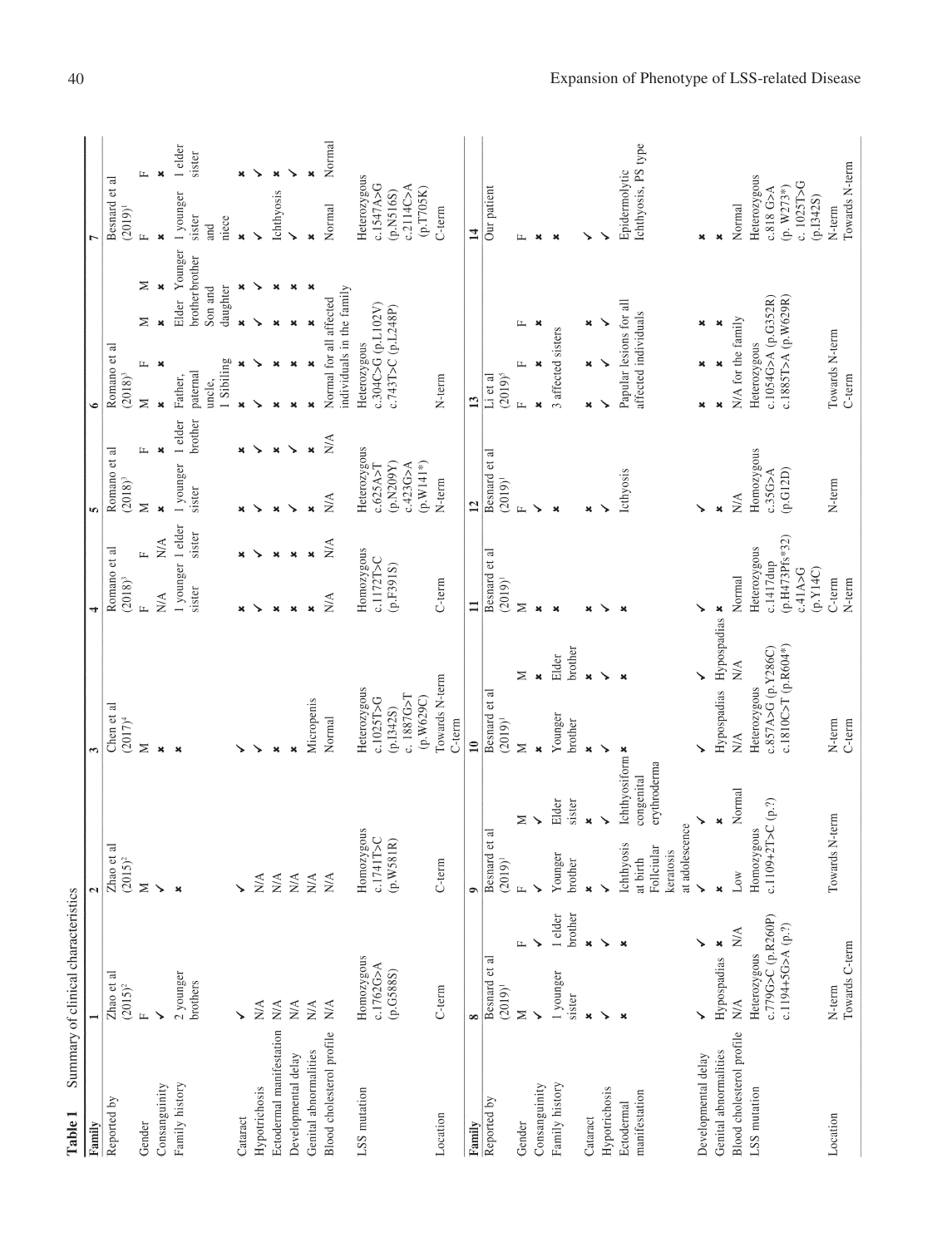**Table 1** Summary of clinical characteristics

| Family | 1 | 2 | 3 | 4 | 5 | 6 | 7 |
|---|---|---|---|---|---|---|---|
| Reported by | Zhao et al (2015)[2] | Zhao et al (2015)[2] | Chen et al (2017)[4] | Romano et al (2018)[3] | Romano et al (2018)[3] | Romano et al (2018)[3] | Besnard et al (2019)[1] |
| Gender | F | M | M | F / F | M / F | M / F / M / M | F / F |
| Consanguinity | ✓ | ✓ | ✗ | N/A / N/A | ✗ / ✗ | ✗ / ✗ / ✗ / ✗ | ✗ / ✗ |
| Family history | 2 younger brothers | ✗ | ✗ | 1 younger sister / 1 elder sister | 1 younger sister / 1 elder brother | Father, paternal uncle, 1 Sibiling / Elder brother Son and daughter / Younger brother | 1 younger sister and niece / 1 elder sister |
| Cataract | ✓ | ✓ | ✓ | ✗ / ✗ | ✗ / ✗ | ✗ / ✗ / ✗ / ✗ | ✗ / ✗ |
| Hypotrichosis | N/A | N/A | ✓ | ✓ / ✓ | ✓ / ✓ | ✓ / ✓ / ✓ / ✓ | ✓ / ✓ |
| Ectodermal manifestation | N/A | N/A | ✗ | ✗ / ✗ | ✗ / ✗ | ✗ / ✗ / ✗ / ✗ | Ichthyosis / ✗ |
| Developmental delay | N/A | N/A | ✗ | ✗ / ✗ | ✓ / ✓ | ✗ / ✗ / ✗ / ✗ | ✓ / ✓ |
| Genital abnormalities | N/A | N/A | Micropenis | ✗ / ✗ | ✗ / ✗ | ✗ / ✗ / ✗ / ✗ | ✗ / ✗ |
| Blood cholesterol profile | N/A | N/A | Normal | N/A / N/A | N/A / N/A | Normal for all affected individuals in the family | Normal / Normal |
| LSS mutation | Homozygous c.1762G>A (p.G588S) | Homozygous c.1741T>C (p.W581R) | Heterozygous c.1025T>G (p.I342S) c. 1887G>T (p.W629C) | Homozygous c.1172T>C (p.F391S) | Heterozygous c.625A>T (p.N209Y) c.423G>A (p.W141*) | Heterozygous c.304C>G (p.L102V) c.743T>C (p.L248P) | Heterozygous c.1547A>G (p.N516S) c.2114C>A (p.T705K) |
| Location | C-term | C-term | Towards N-term C-term | C-term | N-term | N-term | C-term |

| Family | 8 | 9 | 10 | 11 | 12 | 13 | 14 |
|---|---|---|---|---|---|---|---|
| Reported by | Besnard et al (2019)[1] | Besnard et al (2019)[1] | Besnard et al (2019)[1] | Besnard et al (2019)[1] | Besnard et al (2019)[1] | Li et al (2019)[5] | Our patient |
| Gender | M / F | F / M | M / M | M | F | F / F / F | F |
| Consanguinity | ✓ / ✓ | ✓ / ✓ | ✗ / ✗ | ✗ | ✓ | ✗ / ✗ / ✗ | ✗ |
| Family history | 1 younger sister / 1 elder brother | Younger brother / Elder sister | Younger brother / Elder brother | ✗ | ✗ | 3 affected sisters | ✗ |
| Cataract | ✗ / ✗ | ✗ / ✗ | ✗ / ✗ | ✗ | ✗ | ✗ / ✗ / ✗ | ✓ |
| Hypotrichosis | ✓ / ✓ | ✓ / ✓ | ✓ / ✓ | ✓ | ✓ | ✓ / ✓ / ✓ | ✓ |
| Ectodermal manifestation | ✗ / ✗ | Ichthyosis at birth Follicular keratosis at adolescence / Ichthyosiform congenital erythroderma | ✗ / ✗ | ✗ | Icthyosis | Papular lesions for all affected individuals | Epidermolytic Ichthyosis, PS type |
| Developmental delay | ✓ / ✓ | ✓ / ✓ | ✓ / ✓ | ✓ | ✓ | ✗ / ✗ / ✗ | ✗ |
| Genital abnormalities | Hypospadias / ✗ | ✗ / ✗ | Hypospadias / Hypospadias | ✗ | ✗ | ✗ / ✗ / ✗ | ✗ |
| Blood cholesterol profile | N/A / N/A | Low / Normal | N/A / N/A | Normal | N/A | N/A for the family | Normal |
| LSS mutation | Heterozygous c.779G>C (p.R260P) c.1194+5G>A (p.?) | Homozygous c.1109+2T>C (p.?) | Heterozygous c.857A>G (p.Y286C) c.1810C>T (p.R604*) | Heterozygous c.1417dup (p.H473Pfs*32) c.41A>G (p.Y14C) | Homozygous c.35G>A (p.G12D) | Heterozygous c.1054G>A (p.G352R) c.1885T>A (p.W629R) | Heterozygous c.818 G>A (p. W273*) c. 1025T>G (p.I342S) |
| Location | N-term Towards C-term | Towards N-term | N-term C-term | C-term N-term | N-term | Towards N-term C-term | N-term Towards N-term |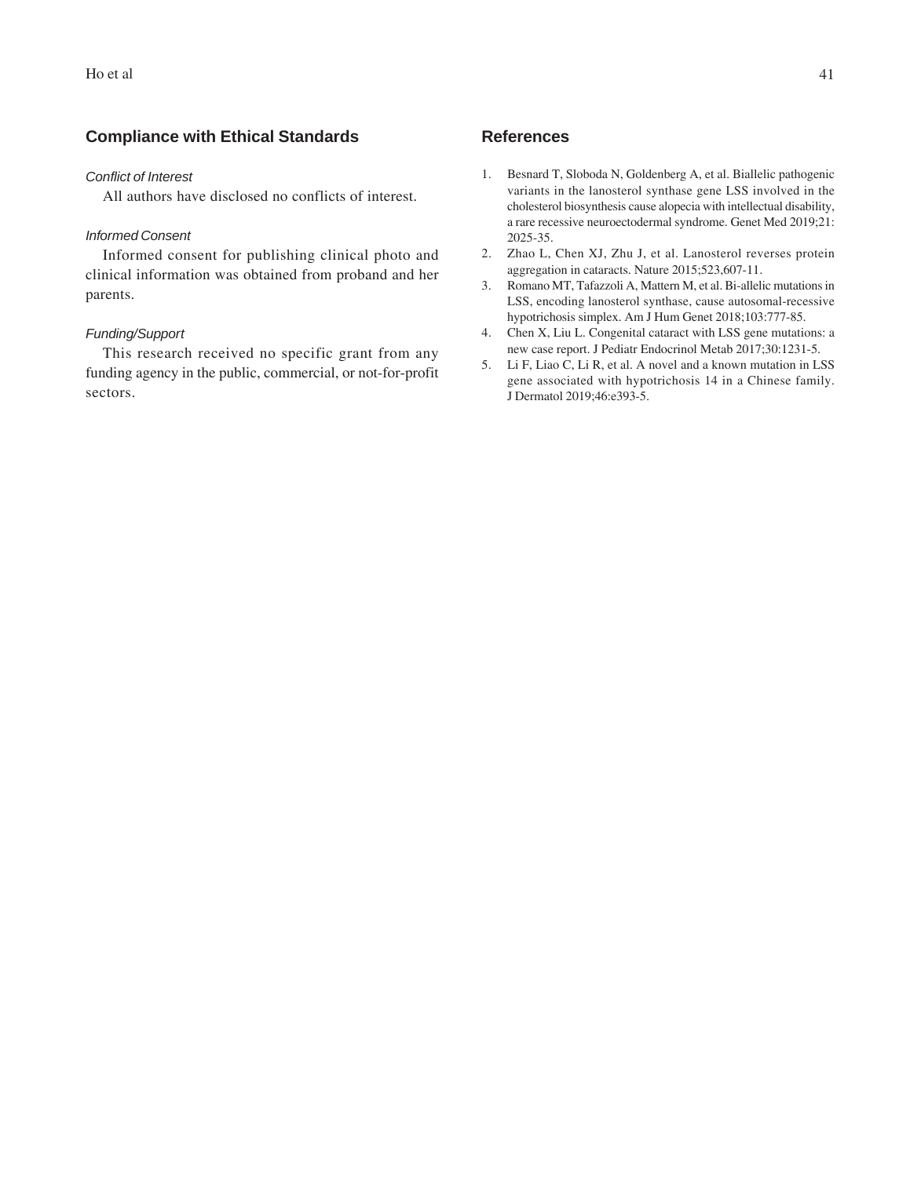## Compliance with Ethical Standards

### Conflict of Interest

All authors have disclosed no conflicts of interest.

### Informed Consent

Informed consent for publishing clinical photo and clinical information was obtained from proband and her parents.

### Funding/Support

This research received no specific grant from any funding agency in the public, commercial, or not-for-profit sectors.

## References

1. Besnard T, Sloboda N, Goldenberg A, et al. Biallelic pathogenic variants in the lanosterol synthase gene LSS involved in the cholesterol biosynthesis cause alopecia with intellectual disability, a rare recessive neuroectodermal syndrome. Genet Med 2019;21: 2025-35.
2. Zhao L, Chen XJ, Zhu J, et al. Lanosterol reverses protein aggregation in cataracts. Nature 2015;523,607-11.
3. Romano MT, Tafazzoli A, Mattern M, et al. Bi-allelic mutations in LSS, encoding lanosterol synthase, cause autosomal-recessive hypotrichosis simplex. Am J Hum Genet 2018;103:777-85.
4. Chen X, Liu L. Congenital cataract with LSS gene mutations: a new case report. J Pediatr Endocrinol Metab 2017;30:1231-5.
5. Li F, Liao C, Li R, et al. A novel and a known mutation in LSS gene associated with hypotrichosis 14 in a Chinese family. J Dermatol 2019;46:e393-5.